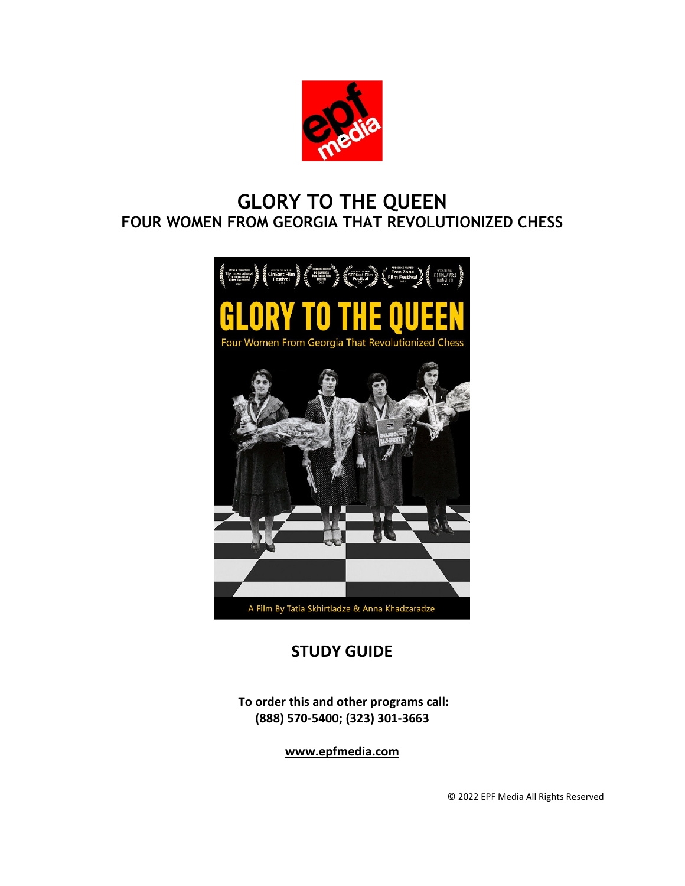# GLORY TO THE QUEEN

## FOUR WOMEN FROM GEORGIA THAT REVOLUTIONIZED CHESS

## STUDY GUIDE

**To order this and other programs call:**
**(888) 570-5400; (323) 301-3663**

**www.epfmedia.com**

© 2022 EPF Media All Rights Reserved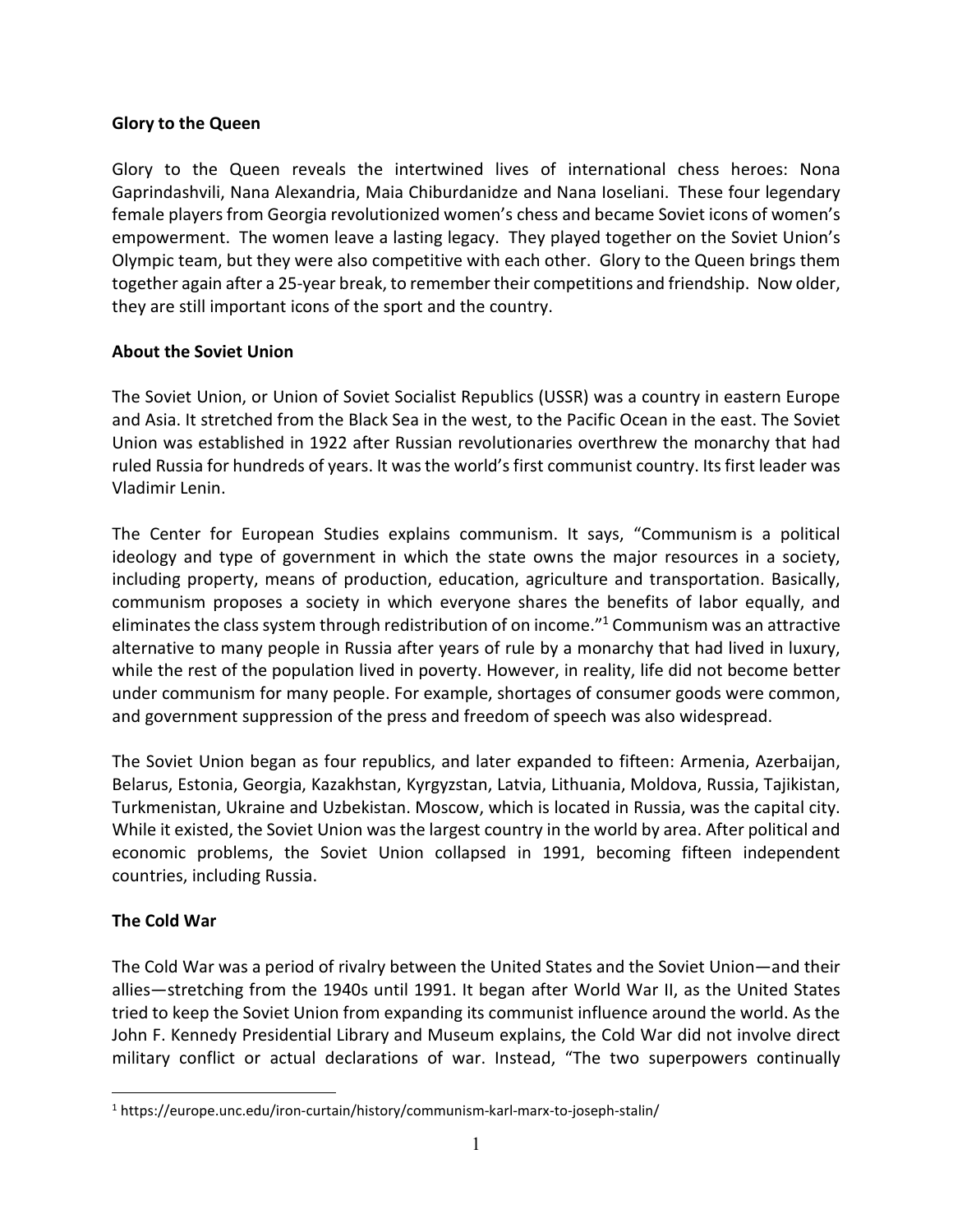**Glory to the Queen**

Glory to the Queen reveals the intertwined lives of international chess heroes: Nona Gaprindashvili, Nana Alexandria, Maia Chiburdanidze and Nana Ioseliani. These four legendary female players from Georgia revolutionized women's chess and became Soviet icons of women's empowerment. The women leave a lasting legacy. They played together on the Soviet Union's Olympic team, but they were also competitive with each other. Glory to the Queen brings them together again after a 25-year break, to remember their competitions and friendship. Now older, they are still important icons of the sport and the country.

**About the Soviet Union**

The Soviet Union, or Union of Soviet Socialist Republics (USSR) was a country in eastern Europe and Asia. It stretched from the Black Sea in the west, to the Pacific Ocean in the east. The Soviet Union was established in 1922 after Russian revolutionaries overthrew the monarchy that had ruled Russia for hundreds of years. It was the world's first communist country. Its first leader was Vladimir Lenin.

The Center for European Studies explains communism. It says, "Communism is a political ideology and type of government in which the state owns the major resources in a society, including property, means of production, education, agriculture and transportation. Basically, communism proposes a society in which everyone shares the benefits of labor equally, and eliminates the class system through redistribution of on income."[1] Communism was an attractive alternative to many people in Russia after years of rule by a monarchy that had lived in luxury, while the rest of the population lived in poverty. However, in reality, life did not become better under communism for many people. For example, shortages of consumer goods were common, and government suppression of the press and freedom of speech was also widespread.

The Soviet Union began as four republics, and later expanded to fifteen: Armenia, Azerbaijan, Belarus, Estonia, Georgia, Kazakhstan, Kyrgyzstan, Latvia, Lithuania, Moldova, Russia, Tajikistan, Turkmenistan, Ukraine and Uzbekistan. Moscow, which is located in Russia, was the capital city. While it existed, the Soviet Union was the largest country in the world by area. After political and economic problems, the Soviet Union collapsed in 1991, becoming fifteen independent countries, including Russia.

**The Cold War**

The Cold War was a period of rivalry between the United States and the Soviet Union—and their allies—stretching from the 1940s until 1991. It began after World War II, as the United States tried to keep the Soviet Union from expanding its communist influence around the world. As the John F. Kennedy Presidential Library and Museum explains, the Cold War did not involve direct military conflict or actual declarations of war. Instead, "The two superpowers continually

[1] https://europe.unc.edu/iron-curtain/history/communism-karl-marx-to-joseph-stalin/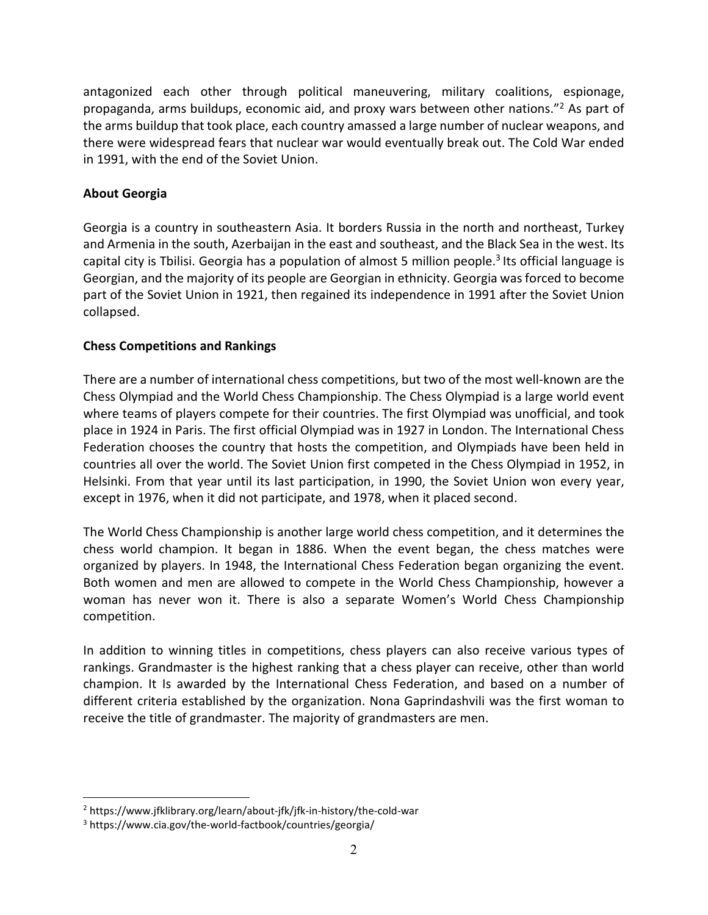antagonized each other through political maneuvering, military coalitions, espionage, propaganda, arms buildups, economic aid, and proxy wars between other nations."[2] As part of the arms buildup that took place, each country amassed a large number of nuclear weapons, and there were widespread fears that nuclear war would eventually break out. The Cold War ended in 1991, with the end of the Soviet Union.

**About Georgia**

Georgia is a country in southeastern Asia. It borders Russia in the north and northeast, Turkey and Armenia in the south, Azerbaijan in the east and southeast, and the Black Sea in the west. Its capital city is Tbilisi. Georgia has a population of almost 5 million people.[3] Its official language is Georgian, and the majority of its people are Georgian in ethnicity. Georgia was forced to become part of the Soviet Union in 1921, then regained its independence in 1991 after the Soviet Union collapsed.

**Chess Competitions and Rankings**

There are a number of international chess competitions, but two of the most well-known are the Chess Olympiad and the World Chess Championship. The Chess Olympiad is a large world event where teams of players compete for their countries. The first Olympiad was unofficial, and took place in 1924 in Paris. The first official Olympiad was in 1927 in London. The International Chess Federation chooses the country that hosts the competition, and Olympiads have been held in countries all over the world. The Soviet Union first competed in the Chess Olympiad in 1952, in Helsinki. From that year until its last participation, in 1990, the Soviet Union won every year, except in 1976, when it did not participate, and 1978, when it placed second.

The World Chess Championship is another large world chess competition, and it determines the chess world champion. It began in 1886. When the event began, the chess matches were organized by players. In 1948, the International Chess Federation began organizing the event. Both women and men are allowed to compete in the World Chess Championship, however a woman has never won it. There is also a separate Women's World Chess Championship competition.

In addition to winning titles in competitions, chess players can also receive various types of rankings. Grandmaster is the highest ranking that a chess player can receive, other than world champion. It Is awarded by the International Chess Federation, and based on a number of different criteria established by the organization. Nona Gaprindashvili was the first woman to receive the title of grandmaster. The majority of grandmasters are men.

---

[2] https://www.jfklibrary.org/learn/about-jfk/jfk-in-history/the-cold-war

[3] https://www.cia.gov/the-world-factbook/countries/georgia/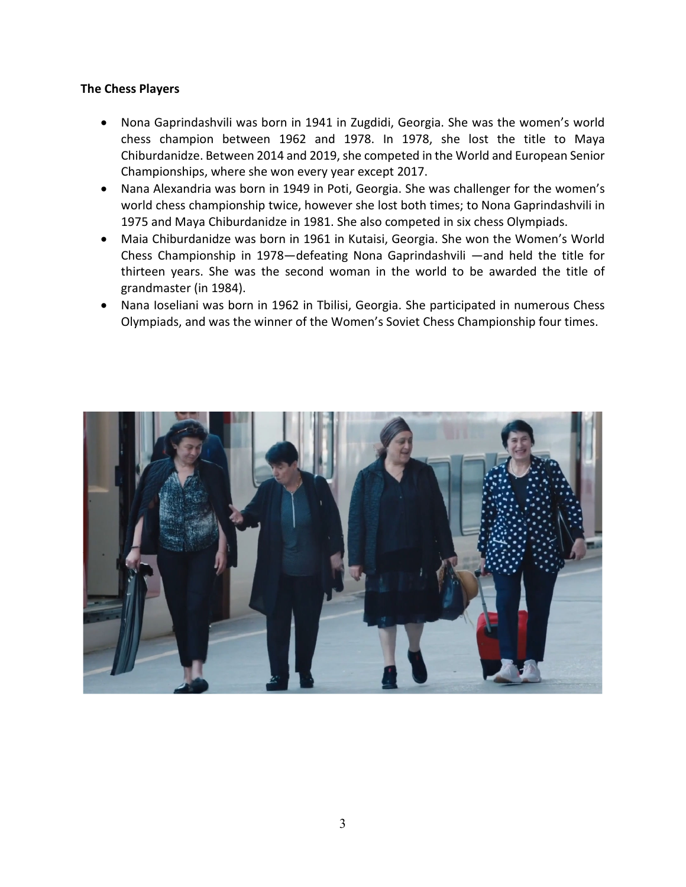**The Chess Players**

- Nona Gaprindashvili was born in 1941 in Zugdidi, Georgia. She was the women's world chess champion between 1962 and 1978. In 1978, she lost the title to Maya Chiburdanidze. Between 2014 and 2019, she competed in the World and European Senior Championships, where she won every year except 2017.
- Nana Alexandria was born in 1949 in Poti, Georgia. She was challenger for the women's world chess championship twice, however she lost both times; to Nona Gaprindashvili in 1975 and Maya Chiburdanidze in 1981. She also competed in six chess Olympiads.
- Maia Chiburdanidze was born in 1961 in Kutaisi, Georgia. She won the Women's World Chess Championship in 1978—defeating Nona Gaprindashvili —and held the title for thirteen years. She was the second woman in the world to be awarded the title of grandmaster (in 1984).
- Nana Ioseliani was born in 1962 in Tbilisi, Georgia. She participated in numerous Chess Olympiads, and was the winner of the Women's Soviet Chess Championship four times.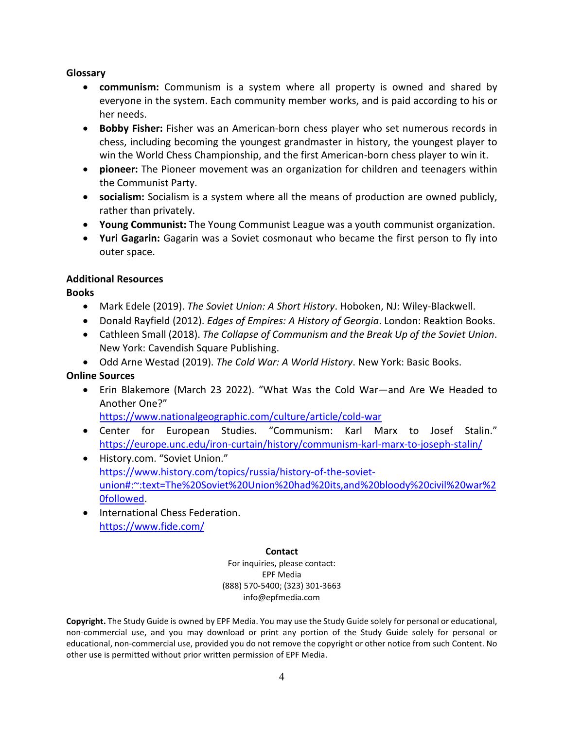**Glossary**

- **communism:** Communism is a system where all property is owned and shared by everyone in the system. Each community member works, and is paid according to his or her needs.
- **Bobby Fisher:** Fisher was an American-born chess player who set numerous records in chess, including becoming the youngest grandmaster in history, the youngest player to win the World Chess Championship, and the first American-born chess player to win it.
- **pioneer:** The Pioneer movement was an organization for children and teenagers within the Communist Party.
- **socialism:** Socialism is a system where all the means of production are owned publicly, rather than privately.
- **Young Communist:** The Young Communist League was a youth communist organization.
- **Yuri Gagarin:** Gagarin was a Soviet cosmonaut who became the first person to fly into outer space.

**Additional Resources**

**Books**

- Mark Edele (2019). *The Soviet Union: A Short History*. Hoboken, NJ: Wiley-Blackwell.
- Donald Rayfield (2012). *Edges of Empires: A History of Georgia*. London: Reaktion Books.
- Cathleen Small (2018). *The Collapse of Communism and the Break Up of the Soviet Union*. New York: Cavendish Square Publishing.
- Odd Arne Westad (2019). *The Cold War: A World History*. New York: Basic Books.

**Online Sources**

- Erin Blakemore (March 23 2022). "What Was the Cold War—and Are We Headed to Another One?" https://www.nationalgeographic.com/culture/article/cold-war
- Center for European Studies. "Communism: Karl Marx to Josef Stalin." https://europe.unc.edu/iron-curtain/history/communism-karl-marx-to-joseph-stalin/
- History.com. "Soviet Union." https://www.history.com/topics/russia/history-of-the-soviet-union#:~:text=The%20Soviet%20Union%20had%20its,and%20bloody%20civil%20war%20followed.
- International Chess Federation. https://www.fide.com/

**Contact**

For inquiries, please contact:
EPF Media
(888) 570-5400; (323) 301-3663
info@epfmedia.com

**Copyright.** The Study Guide is owned by EPF Media. You may use the Study Guide solely for personal or educational, non-commercial use, and you may download or print any portion of the Study Guide solely for personal or educational, non-commercial use, provided you do not remove the copyright or other notice from such Content. No other use is permitted without prior written permission of EPF Media.